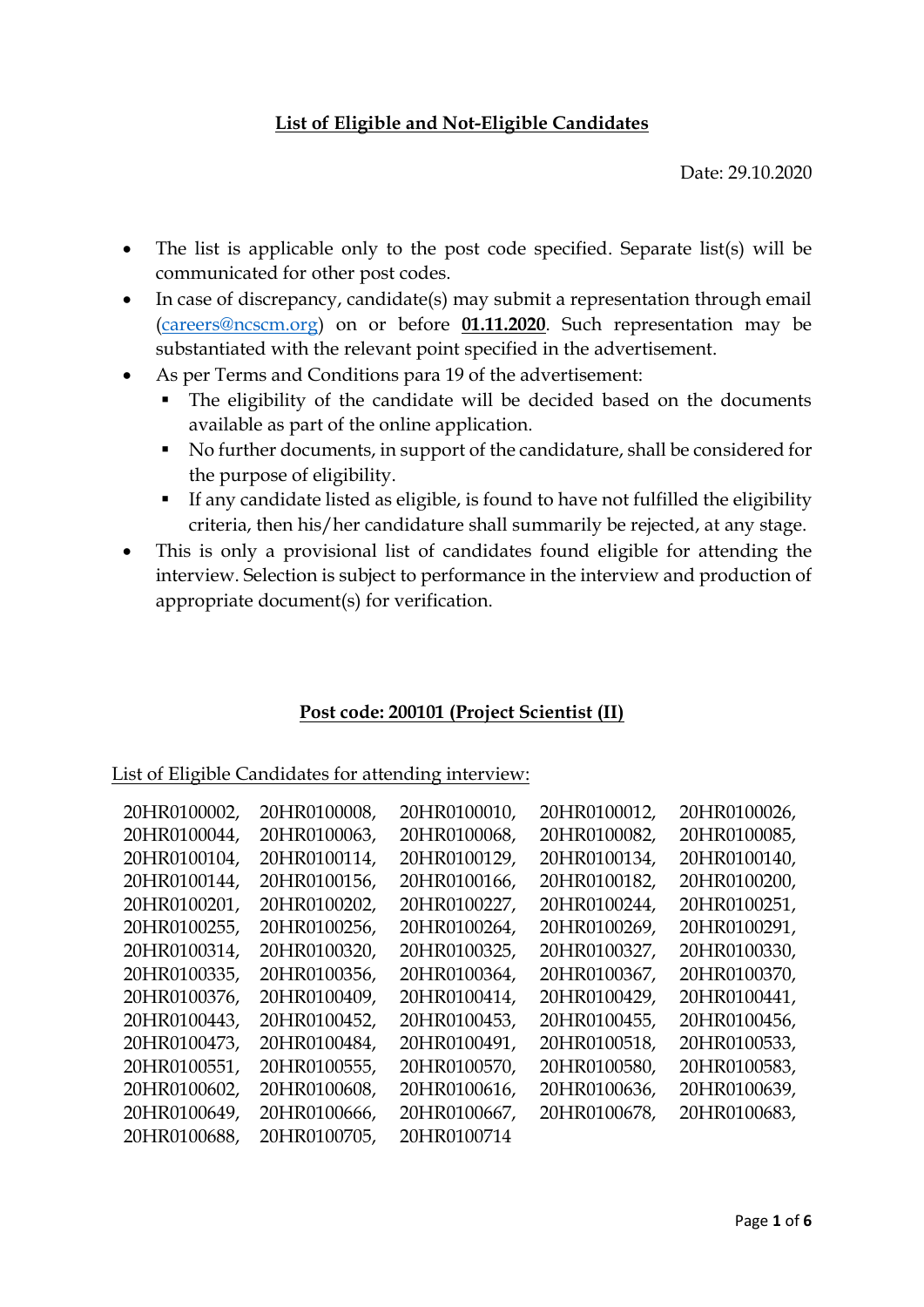# List of Eligible and Not-Eligible Candidates

Date: 29.10.2020

- The list is applicable only to the post code specified. Separate list(s) will be communicated for other post codes.
- In case of discrepancy, candidate(s) may submit a representation through email (careers@ncscm.org) on or before **01.11.2020**. Such representation may be substantiated with the relevant point specified in the advertisement.
- As per Terms and Conditions para 19 of the advertisement:
    - The eligibility of the candidate will be decided based on the documents available as part of the online application.
    - No further documents, in support of the candidature, shall be considered for the purpose of eligibility.
    - If any candidate listed as eligible, is found to have not fulfilled the eligibility criteria, then his/her candidature shall summarily be rejected, at any stage.
- This is only a provisional list of candidates found eligible for attending the interview. Selection is subject to performance in the interview and production of appropriate document(s) for verification.

## Post code: 200101 (Project Scientist (II)

List of Eligible Candidates for attending interview:

20HR0100002, 20HR0100008, 20HR0100010, 20HR0100012, 20HR0100026, 20HR0100044, 20HR0100063, 20HR0100068, 20HR0100082, 20HR0100085, 20HR0100104, 20HR0100114, 20HR0100129, 20HR0100134, 20HR0100140, 20HR0100144, 20HR0100156, 20HR0100166, 20HR0100182, 20HR0100200, 20HR0100201, 20HR0100202, 20HR0100227, 20HR0100244, 20HR0100251, 20HR0100255, 20HR0100256, 20HR0100264, 20HR0100269, 20HR0100291, 20HR0100314, 20HR0100320, 20HR0100325, 20HR0100327, 20HR0100330, 20HR0100335, 20HR0100356, 20HR0100364, 20HR0100367, 20HR0100370, 20HR0100376, 20HR0100409, 20HR0100414, 20HR0100429, 20HR0100441, 20HR0100443, 20HR0100452, 20HR0100453, 20HR0100455, 20HR0100456, 20HR0100473, 20HR0100484, 20HR0100491, 20HR0100518, 20HR0100533, 20HR0100551, 20HR0100555, 20HR0100570, 20HR0100580, 20HR0100583, 20HR0100602, 20HR0100608, 20HR0100616, 20HR0100636, 20HR0100639, 20HR0100649, 20HR0100666, 20HR0100667, 20HR0100678, 20HR0100683, 20HR0100688, 20HR0100705, 20HR0100714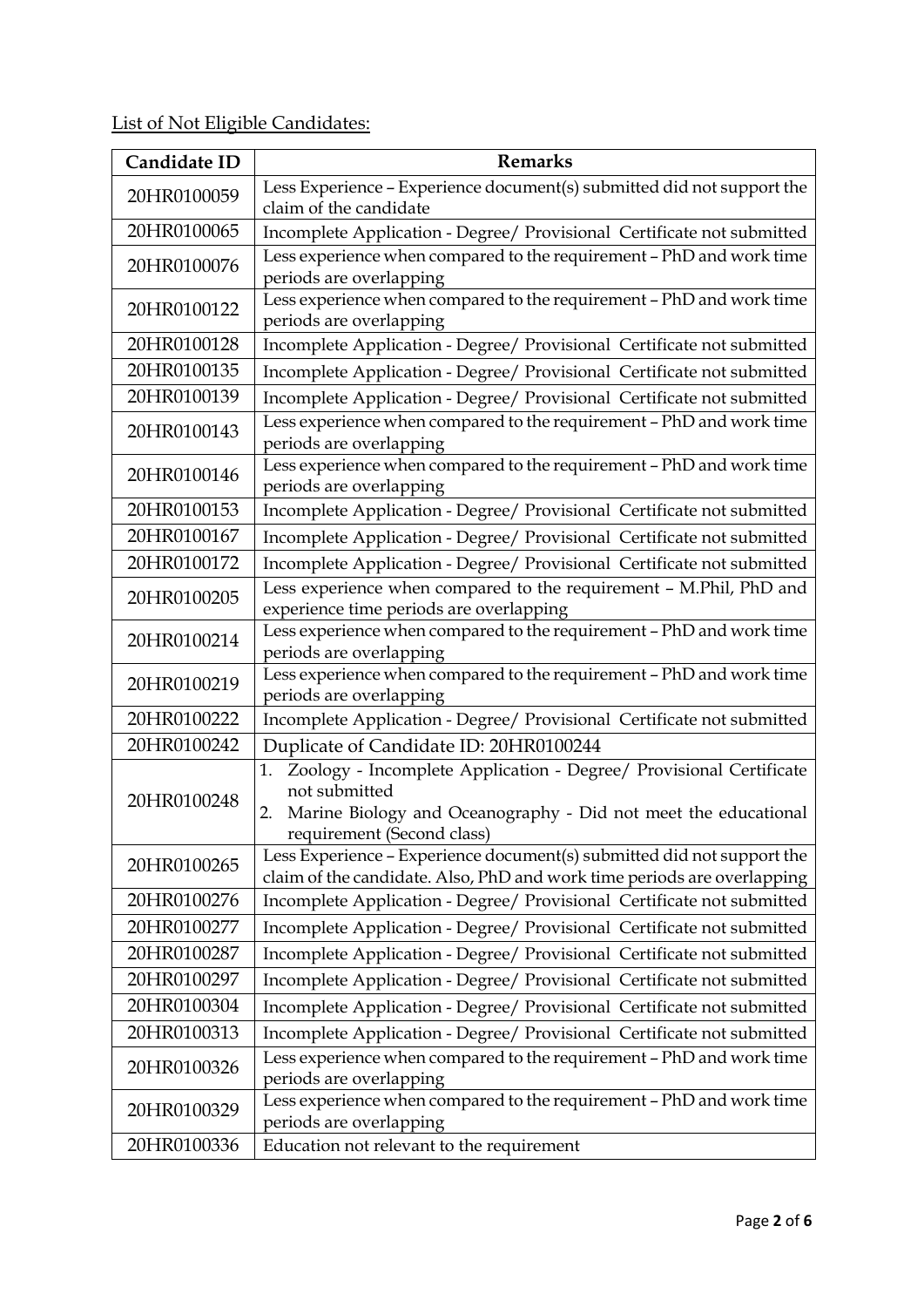List of Not Eligible Candidates:

| Candidate ID | Remarks |
|---|---|
| 20HR0100059 | Less Experience – Experience document(s) submitted did not support the claim of the candidate |
| 20HR0100065 | Incomplete Application - Degree/ Provisional Certificate not submitted |
| 20HR0100076 | Less experience when compared to the requirement – PhD and work time periods are overlapping |
| 20HR0100122 | Less experience when compared to the requirement – PhD and work time periods are overlapping |
| 20HR0100128 | Incomplete Application - Degree/ Provisional Certificate not submitted |
| 20HR0100135 | Incomplete Application - Degree/ Provisional Certificate not submitted |
| 20HR0100139 | Incomplete Application - Degree/ Provisional Certificate not submitted |
| 20HR0100143 | Less experience when compared to the requirement – PhD and work time periods are overlapping |
| 20HR0100146 | Less experience when compared to the requirement – PhD and work time periods are overlapping |
| 20HR0100153 | Incomplete Application - Degree/ Provisional Certificate not submitted |
| 20HR0100167 | Incomplete Application - Degree/ Provisional Certificate not submitted |
| 20HR0100172 | Incomplete Application - Degree/ Provisional Certificate not submitted |
| 20HR0100205 | Less experience when compared to the requirement – M.Phil, PhD and experience time periods are overlapping |
| 20HR0100214 | Less experience when compared to the requirement – PhD and work time periods are overlapping |
| 20HR0100219 | Less experience when compared to the requirement – PhD and work time periods are overlapping |
| 20HR0100222 | Incomplete Application - Degree/ Provisional Certificate not submitted |
| 20HR0100242 | Duplicate of Candidate ID: 20HR0100244 |
| 20HR0100248 | 1. Zoology - Incomplete Application - Degree/ Provisional Certificate not submitted<br>2. Marine Biology and Oceanography - Did not meet the educational requirement (Second class) |
| 20HR0100265 | Less Experience – Experience document(s) submitted did not support the claim of the candidate. Also, PhD and work time periods are overlapping |
| 20HR0100276 | Incomplete Application - Degree/ Provisional Certificate not submitted |
| 20HR0100277 | Incomplete Application - Degree/ Provisional Certificate not submitted |
| 20HR0100287 | Incomplete Application - Degree/ Provisional Certificate not submitted |
| 20HR0100297 | Incomplete Application - Degree/ Provisional Certificate not submitted |
| 20HR0100304 | Incomplete Application - Degree/ Provisional Certificate not submitted |
| 20HR0100313 | Incomplete Application - Degree/ Provisional Certificate not submitted |
| 20HR0100326 | Less experience when compared to the requirement – PhD and work time periods are overlapping |
| 20HR0100329 | Less experience when compared to the requirement – PhD and work time periods are overlapping |
| 20HR0100336 | Education not relevant to the requirement |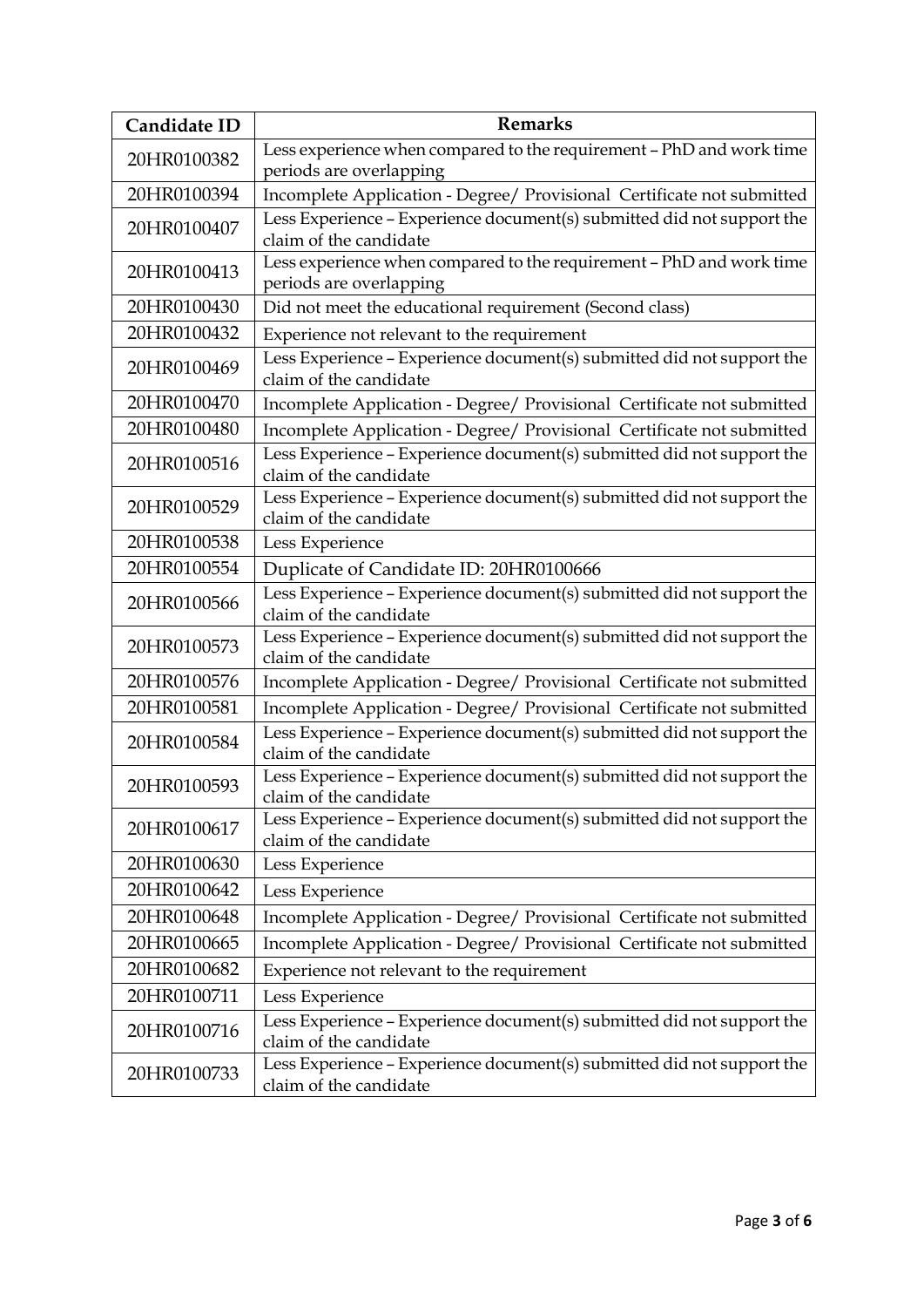| Candidate ID | Remarks |
| --- | --- |
| 20HR0100382 | Less experience when compared to the requirement – PhD and work time periods are overlapping |
| 20HR0100394 | Incomplete Application - Degree/ Provisional Certificate not submitted |
| 20HR0100407 | Less Experience – Experience document(s) submitted did not support the claim of the candidate |
| 20HR0100413 | Less experience when compared to the requirement – PhD and work time periods are overlapping |
| 20HR0100430 | Did not meet the educational requirement (Second class) |
| 20HR0100432 | Experience not relevant to the requirement |
| 20HR0100469 | Less Experience – Experience document(s) submitted did not support the claim of the candidate |
| 20HR0100470 | Incomplete Application - Degree/ Provisional Certificate not submitted |
| 20HR0100480 | Incomplete Application - Degree/ Provisional Certificate not submitted |
| 20HR0100516 | Less Experience – Experience document(s) submitted did not support the claim of the candidate |
| 20HR0100529 | Less Experience – Experience document(s) submitted did not support the claim of the candidate |
| 20HR0100538 | Less Experience |
| 20HR0100554 | Duplicate of Candidate ID: 20HR0100666 |
| 20HR0100566 | Less Experience – Experience document(s) submitted did not support the claim of the candidate |
| 20HR0100573 | Less Experience – Experience document(s) submitted did not support the claim of the candidate |
| 20HR0100576 | Incomplete Application - Degree/ Provisional Certificate not submitted |
| 20HR0100581 | Incomplete Application - Degree/ Provisional Certificate not submitted |
| 20HR0100584 | Less Experience – Experience document(s) submitted did not support the claim of the candidate |
| 20HR0100593 | Less Experience – Experience document(s) submitted did not support the claim of the candidate |
| 20HR0100617 | Less Experience – Experience document(s) submitted did not support the claim of the candidate |
| 20HR0100630 | Less Experience |
| 20HR0100642 | Less Experience |
| 20HR0100648 | Incomplete Application - Degree/ Provisional Certificate not submitted |
| 20HR0100665 | Incomplete Application - Degree/ Provisional Certificate not submitted |
| 20HR0100682 | Experience not relevant to the requirement |
| 20HR0100711 | Less Experience |
| 20HR0100716 | Less Experience – Experience document(s) submitted did not support the claim of the candidate |
| 20HR0100733 | Less Experience – Experience document(s) submitted did not support the claim of the candidate |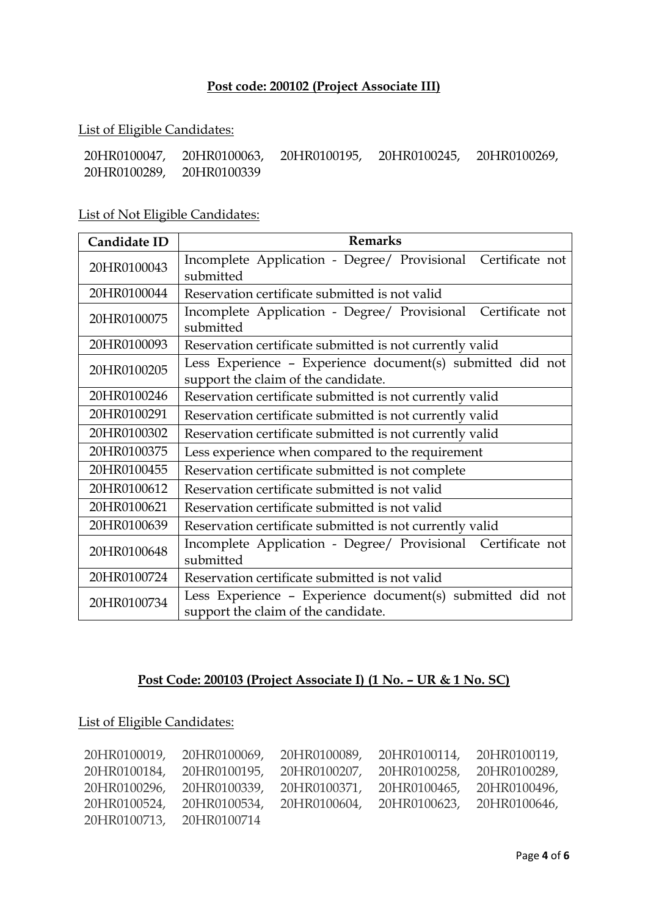## Post code: 200102 (Project Associate III)

List of Eligible Candidates:

20HR0100047, 20HR0100063, 20HR0100195, 20HR0100245, 20HR0100269, 20HR0100289, 20HR0100339

List of Not Eligible Candidates:

| Candidate ID | Remarks |
|---|---|
| 20HR0100043 | Incomplete Application - Degree/ Provisional Certificate not submitted |
| 20HR0100044 | Reservation certificate submitted is not valid |
| 20HR0100075 | Incomplete Application - Degree/ Provisional Certificate not submitted |
| 20HR0100093 | Reservation certificate submitted is not currently valid |
| 20HR0100205 | Less Experience – Experience document(s) submitted did not support the claim of the candidate. |
| 20HR0100246 | Reservation certificate submitted is not currently valid |
| 20HR0100291 | Reservation certificate submitted is not currently valid |
| 20HR0100302 | Reservation certificate submitted is not currently valid |
| 20HR0100375 | Less experience when compared to the requirement |
| 20HR0100455 | Reservation certificate submitted is not complete |
| 20HR0100612 | Reservation certificate submitted is not valid |
| 20HR0100621 | Reservation certificate submitted is not valid |
| 20HR0100639 | Reservation certificate submitted is not currently valid |
| 20HR0100648 | Incomplete Application - Degree/ Provisional Certificate not submitted |
| 20HR0100724 | Reservation certificate submitted is not valid |
| 20HR0100734 | Less Experience – Experience document(s) submitted did not support the claim of the candidate. |

## Post Code: 200103 (Project Associate I) (1 No. – UR & 1 No. SC)

List of Eligible Candidates:

20HR0100019, 20HR0100069, 20HR0100089, 20HR0100114, 20HR0100119, 20HR0100184, 20HR0100195, 20HR0100207, 20HR0100258, 20HR0100289, 20HR0100296, 20HR0100339, 20HR0100371, 20HR0100465, 20HR0100496, 20HR0100524, 20HR0100534, 20HR0100604, 20HR0100623, 20HR0100646, 20HR0100713, 20HR0100714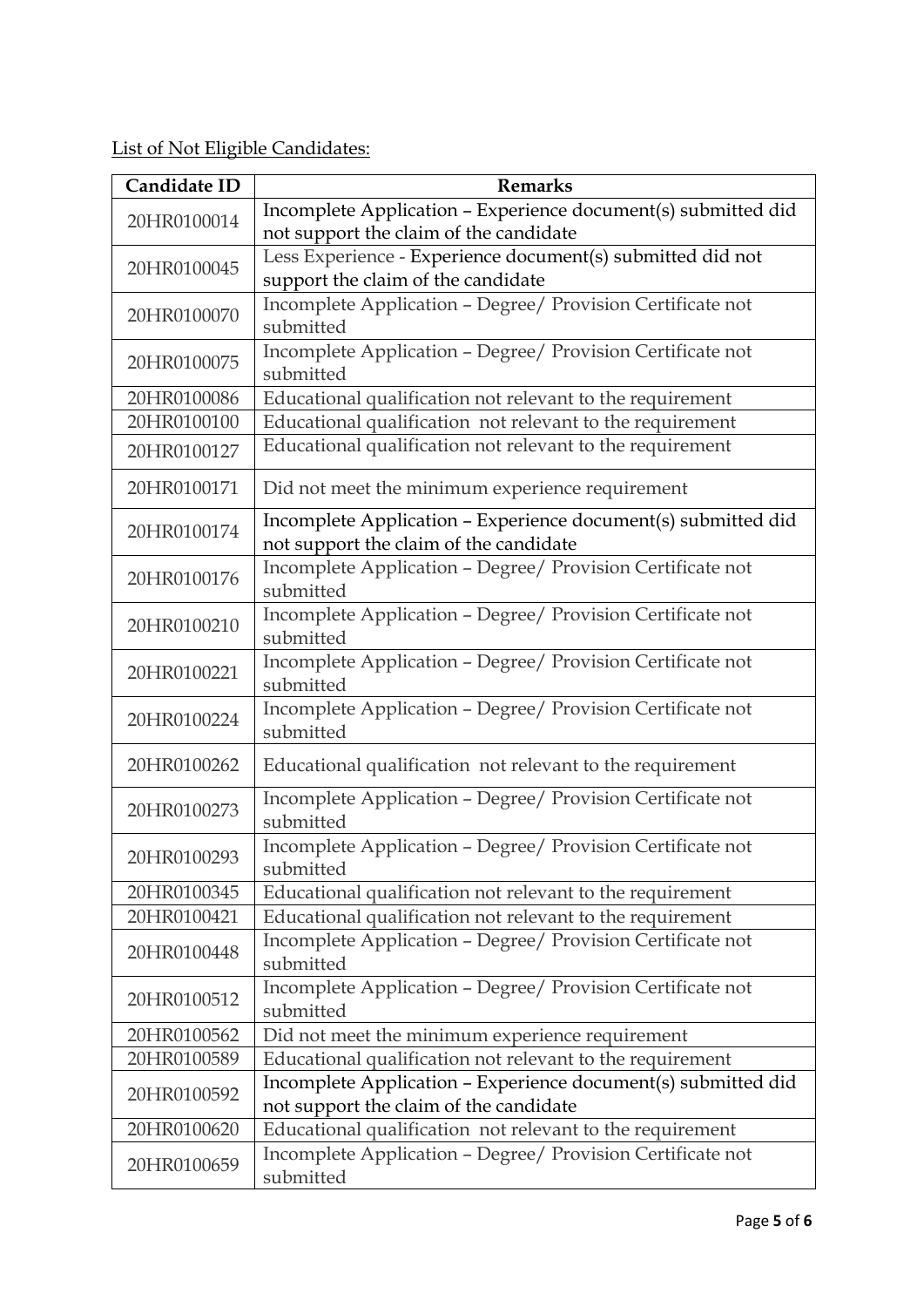<u>List of Not Eligible Candidates:</u>

| Candidate ID | Remarks |
|---|---|
| 20HR0100014 | Incomplete Application – Experience document(s) submitted did not support the claim of the candidate |
| 20HR0100045 | Less Experience - Experience document(s) submitted did not support the claim of the candidate |
| 20HR0100070 | Incomplete Application – Degree/ Provision Certificate not submitted |
| 20HR0100075 | Incomplete Application – Degree/ Provision Certificate not submitted |
| 20HR0100086 | Educational qualification not relevant to the requirement |
| 20HR0100100 | Educational qualification not relevant to the requirement |
| 20HR0100127 | Educational qualification not relevant to the requirement |
| 20HR0100171 | Did not meet the minimum experience requirement |
| 20HR0100174 | Incomplete Application – Experience document(s) submitted did not support the claim of the candidate |
| 20HR0100176 | Incomplete Application – Degree/ Provision Certificate not submitted |
| 20HR0100210 | Incomplete Application – Degree/ Provision Certificate not submitted |
| 20HR0100221 | Incomplete Application – Degree/ Provision Certificate not submitted |
| 20HR0100224 | Incomplete Application – Degree/ Provision Certificate not submitted |
| 20HR0100262 | Educational qualification not relevant to the requirement |
| 20HR0100273 | Incomplete Application – Degree/ Provision Certificate not submitted |
| 20HR0100293 | Incomplete Application – Degree/ Provision Certificate not submitted |
| 20HR0100345 | Educational qualification not relevant to the requirement |
| 20HR0100421 | Educational qualification not relevant to the requirement |
| 20HR0100448 | Incomplete Application – Degree/ Provision Certificate not submitted |
| 20HR0100512 | Incomplete Application – Degree/ Provision Certificate not submitted |
| 20HR0100562 | Did not meet the minimum experience requirement |
| 20HR0100589 | Educational qualification not relevant to the requirement |
| 20HR0100592 | Incomplete Application – Experience document(s) submitted did not support the claim of the candidate |
| 20HR0100620 | Educational qualification not relevant to the requirement |
| 20HR0100659 | Incomplete Application – Degree/ Provision Certificate not submitted |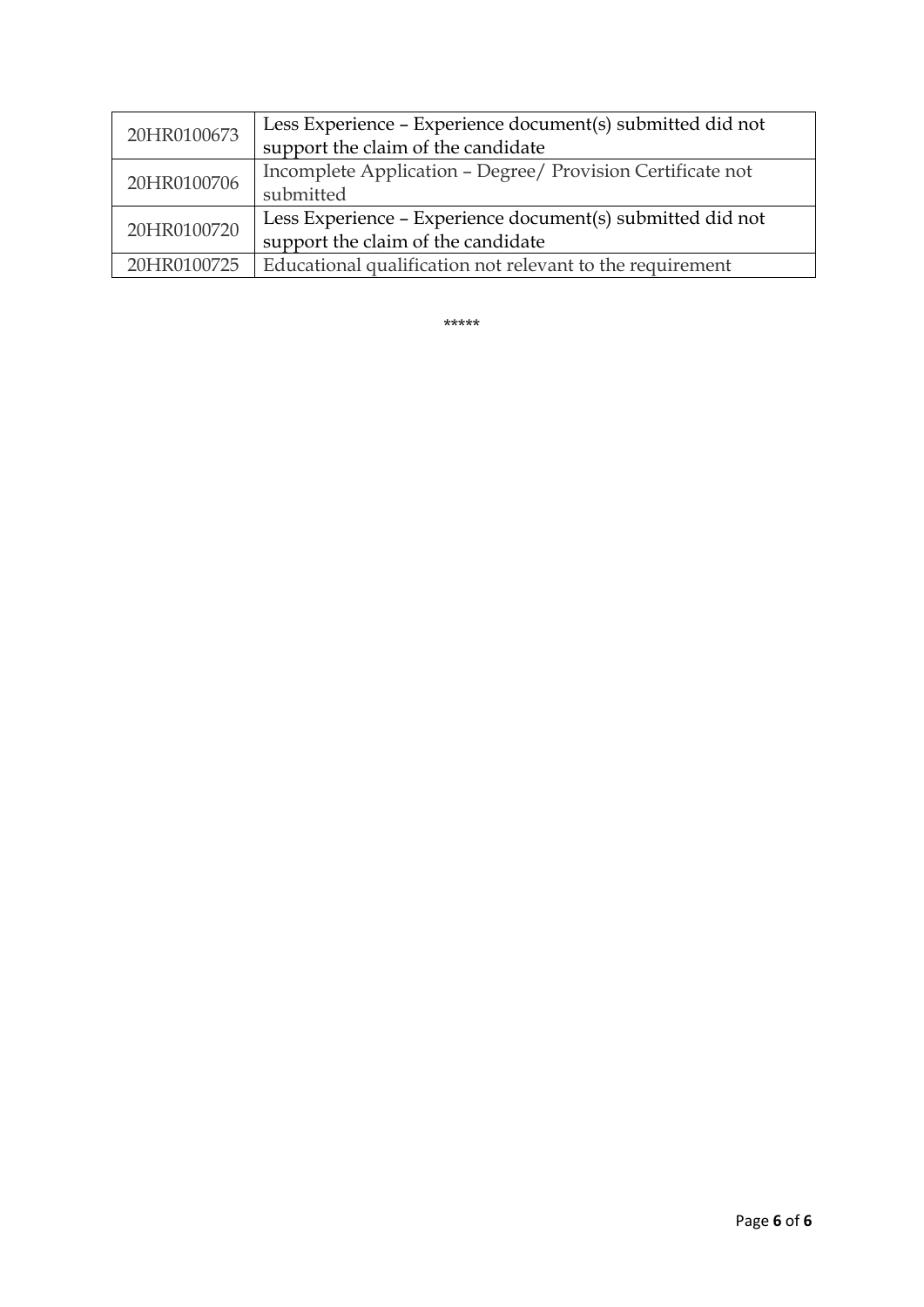| | |
|---|---|
| 20HR0100673 | Less Experience – Experience document(s) submitted did not support the claim of the candidate |
| 20HR0100706 | Incomplete Application – Degree/ Provision Certificate not submitted |
| 20HR0100720 | Less Experience – Experience document(s) submitted did not support the claim of the candidate |
| 20HR0100725 | Educational qualification not relevant to the requirement |

*****